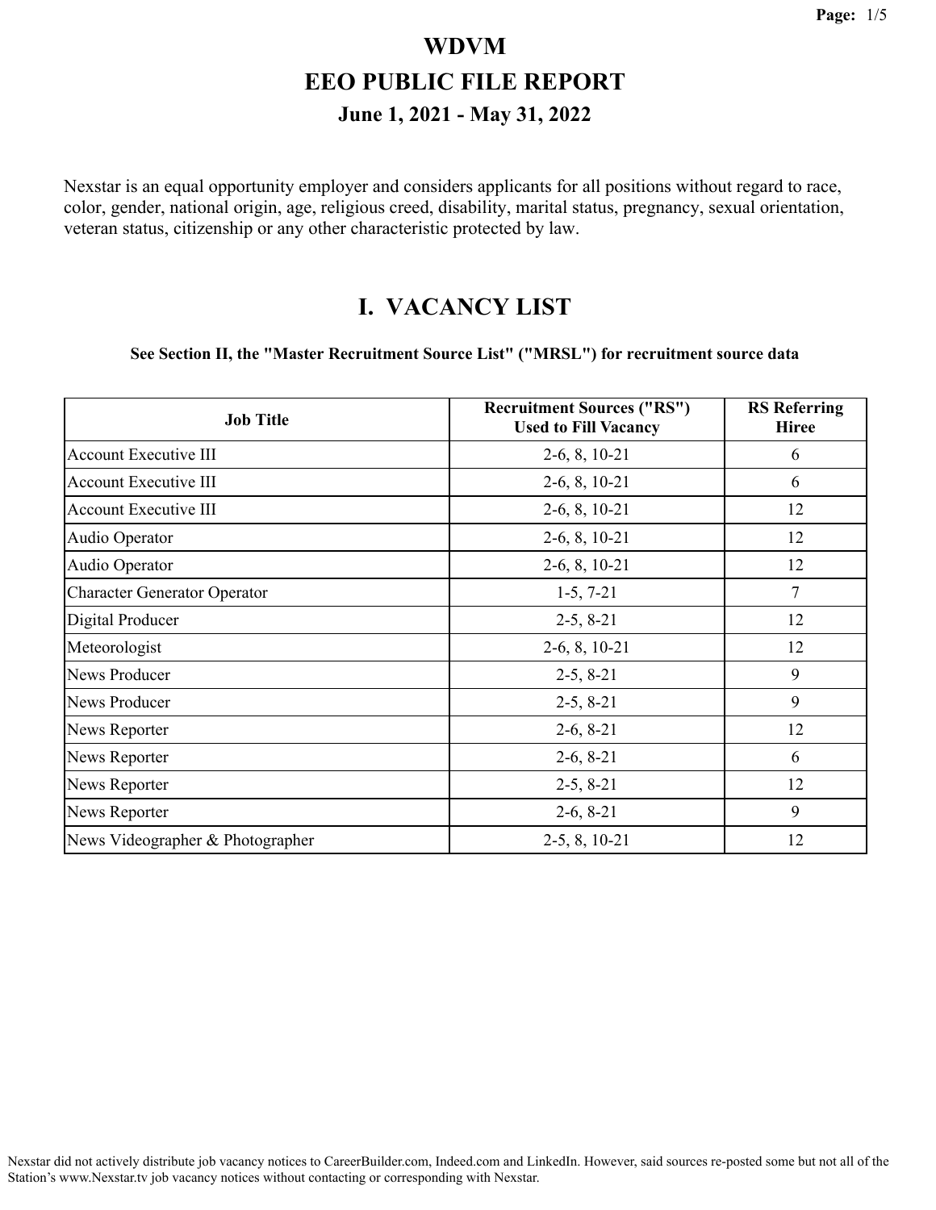# WDVM

# EEO PUBLIC FILE REPORT

## June 1, 2021 - May 31, 2022

Nexstar is an equal opportunity employer and considers applicants for all positions without regard to race, color, gender, national origin, age, religious creed, disability, marital status, pregnancy, sexual orientation, veteran status, citizenship or any other characteristic protected by law.

## I. VACANCY LIST

**See Section II, the "Master Recruitment Source List" ("MRSL") for recruitment source data**

| Job Title | Recruitment Sources ("RS") Used to Fill Vacancy | RS Referring Hiree |
|---|---|---|
| Account Executive III | 2-6, 8, 10-21 | 6 |
| Account Executive III | 2-6, 8, 10-21 | 6 |
| Account Executive III | 2-6, 8, 10-21 | 12 |
| Audio Operator | 2-6, 8, 10-21 | 12 |
| Audio Operator | 2-6, 8, 10-21 | 12 |
| Character Generator Operator | 1-5, 7-21 | 7 |
| Digital Producer | 2-5, 8-21 | 12 |
| Meteorologist | 2-6, 8, 10-21 | 12 |
| News Producer | 2-5, 8-21 | 9 |
| News Producer | 2-5, 8-21 | 9 |
| News Reporter | 2-6, 8-21 | 12 |
| News Reporter | 2-6, 8-21 | 6 |
| News Reporter | 2-5, 8-21 | 12 |
| News Reporter | 2-6, 8-21 | 9 |
| News Videographer & Photographer | 2-5, 8, 10-21 | 12 |

Nexstar did not actively distribute job vacancy notices to CareerBuilder.com, Indeed.com and LinkedIn. However, said sources re-posted some but not all of the Station's www.Nexstar.tv job vacancy notices without contacting or corresponding with Nexstar.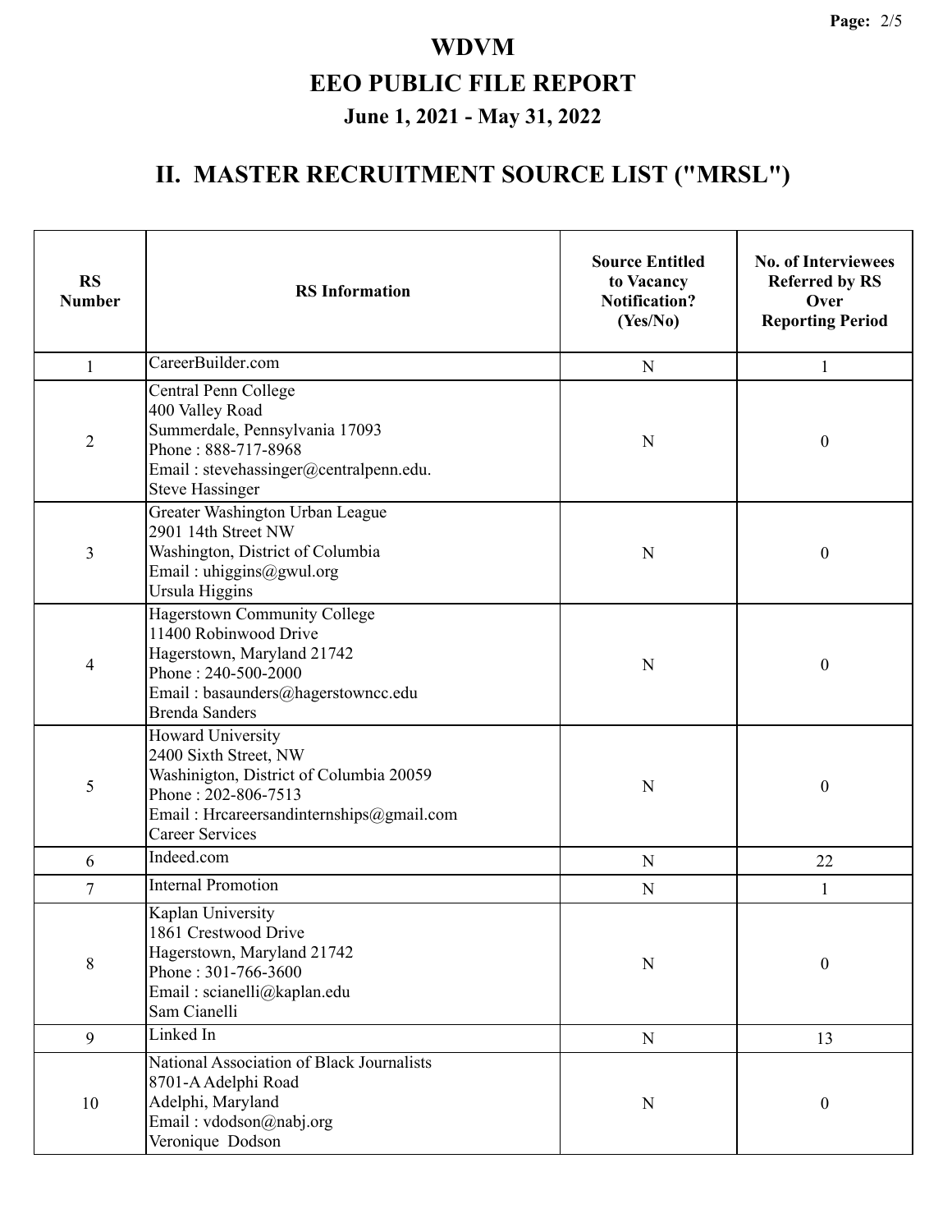# WDVM

## EEO PUBLIC FILE REPORT

### June 1, 2021 - May 31, 2022

## II. MASTER RECRUITMENT SOURCE LIST ("MRSL")

| RS Number | RS Information | Source Entitled to Vacancy Notification? (Yes/No) | No. of Interviewees Referred by RS Over Reporting Period |
|---|---|---|---|
| 1 | CareerBuilder.com | N | 1 |
| 2 | Central Penn College<br>400 Valley Road<br>Summerdale, Pennsylvania 17093<br>Phone : 888-717-8968<br>Email : stevehassinger@centralpenn.edu.<br>Steve Hassinger | N | 0 |
| 3 | Greater Washington Urban League<br>2901 14th Street NW<br>Washington, District of Columbia<br>Email : uhiggins@gwul.org<br>Ursula Higgins | N | 0 |
| 4 | Hagerstown Community College<br>11400 Robinwood Drive<br>Hagerstown, Maryland 21742<br>Phone : 240-500-2000<br>Email : basaunders@hagerstowncc.edu<br>Brenda Sanders | N | 0 |
| 5 | Howard University<br>2400 Sixth Street, NW<br>Washinigton, District of Columbia 20059<br>Phone : 202-806-7513<br>Email : Hrcareersandinternships@gmail.com<br>Career Services | N | 0 |
| 6 | Indeed.com | N | 22 |
| 7 | Internal Promotion | N | 1 |
| 8 | Kaplan University<br>1861 Crestwood Drive<br>Hagerstown, Maryland 21742<br>Phone : 301-766-3600<br>Email : scianelli@kaplan.edu<br>Sam Cianelli | N | 0 |
| 9 | Linked In | N | 13 |
| 10 | National Association of Black Journalists<br>8701-A Adelphi Road<br>Adelphi, Maryland<br>Email : vdodson@nabj.org<br>Veronique Dodson | N | 0 |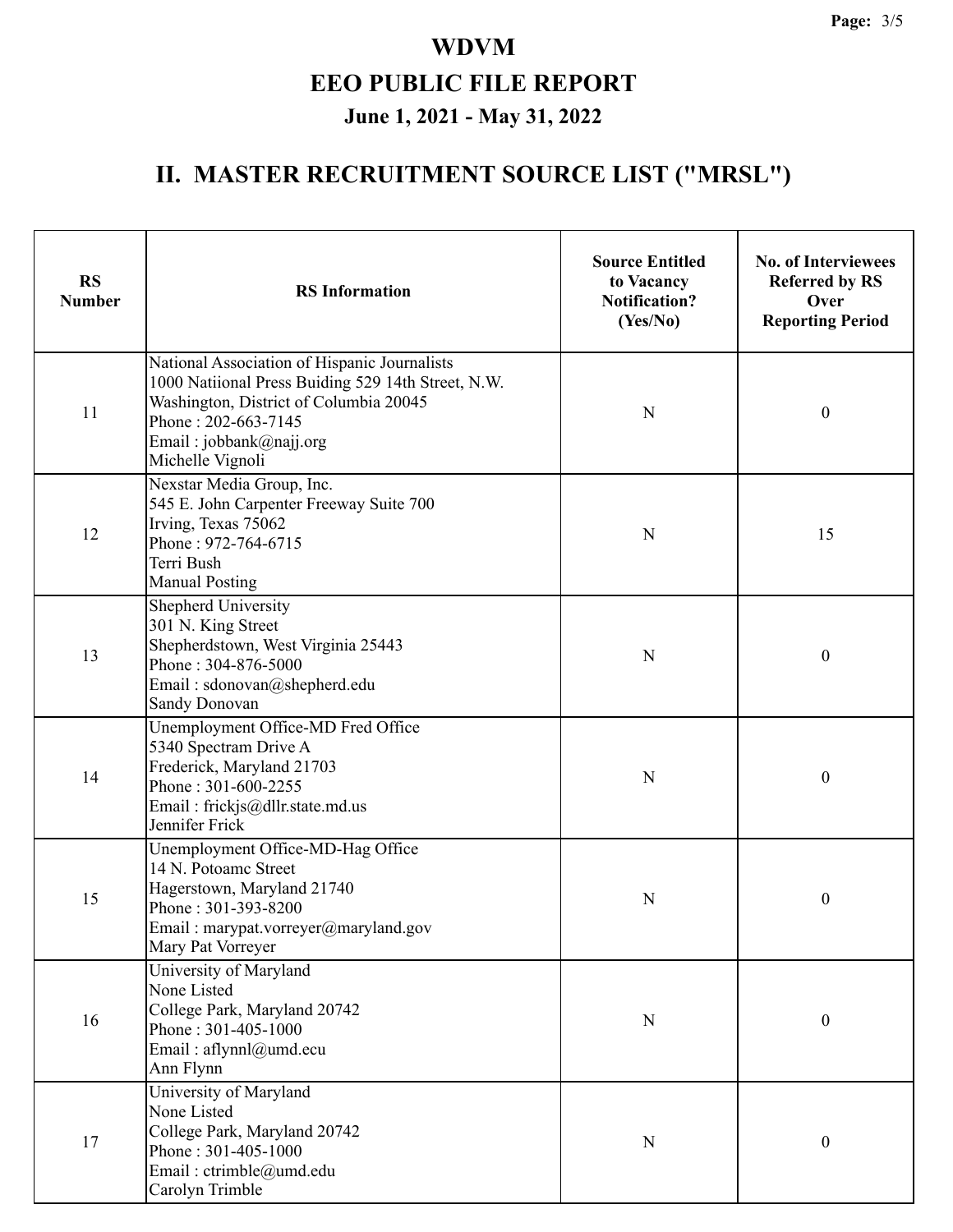# WDVM

# EEO PUBLIC FILE REPORT

## June 1, 2021 - May 31, 2022

## II. MASTER RECRUITMENT SOURCE LIST ("MRSL")

| RS Number | RS Information | Source Entitled to Vacancy Notification? (Yes/No) | No. of Interviewees Referred by RS Over Reporting Period |
|---|---|---|---|
| 11 | National Association of Hispanic Journalists<br>1000 Natiional Press Buiding 529 14th Street, N.W.<br>Washington, District of Columbia 20045<br>Phone : 202-663-7145<br>Email : jobbank@najj.org<br>Michelle Vignoli | N | 0 |
| 12 | Nexstar Media Group, Inc.<br>545 E. John Carpenter Freeway Suite 700<br>Irving, Texas 75062<br>Phone : 972-764-6715<br>Terri Bush<br>Manual Posting | N | 15 |
| 13 | Shepherd University<br>301 N. King Street<br>Shepherdstown, West Virginia 25443<br>Phone : 304-876-5000<br>Email : sdonovan@shepherd.edu<br>Sandy Donovan | N | 0 |
| 14 | Unemployment Office-MD Fred Office<br>5340 Spectram Drive A<br>Frederick, Maryland 21703<br>Phone : 301-600-2255<br>Email : frickjs@dllr.state.md.us<br>Jennifer Frick | N | 0 |
| 15 | Unemployment Office-MD-Hag Office<br>14 N. Potoamc Street<br>Hagerstown, Maryland 21740<br>Phone : 301-393-8200<br>Email : marypat.vorreyer@maryland.gov<br>Mary Pat Vorreyer | N | 0 |
| 16 | University of Maryland<br>None Listed<br>College Park, Maryland 20742<br>Phone : 301-405-1000<br>Email : aflynnl@umd.ecu<br>Ann Flynn | N | 0 |
| 17 | University of Maryland<br>None Listed<br>College Park, Maryland 20742<br>Phone : 301-405-1000<br>Email : ctrimble@umd.edu<br>Carolyn Trimble | N | 0 |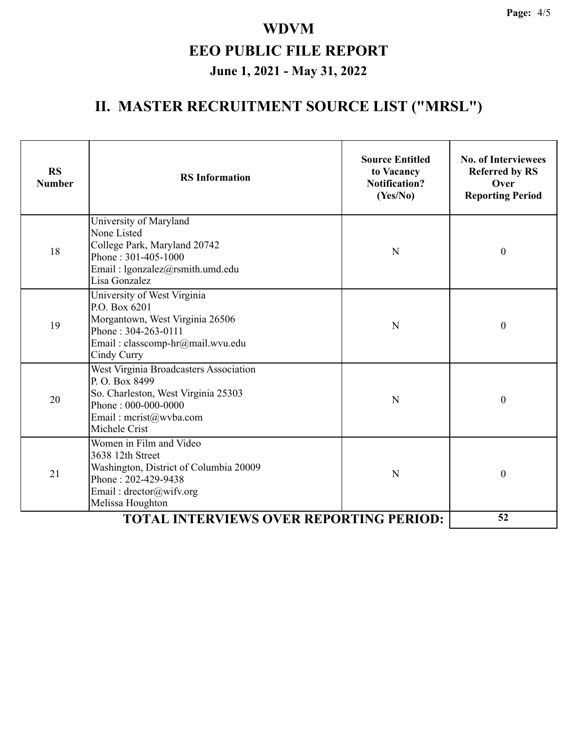# WDVM

## EEO PUBLIC FILE REPORT

### June 1, 2021 - May 31, 2022

## II. MASTER RECRUITMENT SOURCE LIST ("MRSL")

| RS Number | RS Information | Source Entitled to Vacancy Notification? (Yes/No) | No. of Interviewees Referred by RS Over Reporting Period |
|---|---|---|---|
| 18 | University of Maryland<br>None Listed<br>College Park, Maryland 20742<br>Phone : 301-405-1000<br>Email : lgonzalez@rsmith.umd.edu<br>Lisa Gonzalez | N | 0 |
| 19 | University of West Virginia<br>P.O. Box 6201<br>Morgantown, West Virginia 26506<br>Phone : 304-263-0111<br>Email : classcomp-hr@mail.wvu.edu<br>Cindy Curry | N | 0 |
| 20 | West Virginia Broadcasters Association<br>P. O. Box 8499<br>So. Charleston, West Virginia 25303<br>Phone : 000-000-0000<br>Email : mcrist@wvba.com<br>Michele Crist | N | 0 |
| 21 | Women in Film and Video<br>3638 12th Street<br>Washington, District of Columbia 20009<br>Phone : 202-429-9438<br>Email : drector@wifv.org<br>Melissa Houghton | N | 0 |
| | **TOTAL INTERVIEWS OVER REPORTING PERIOD:** | | **52** |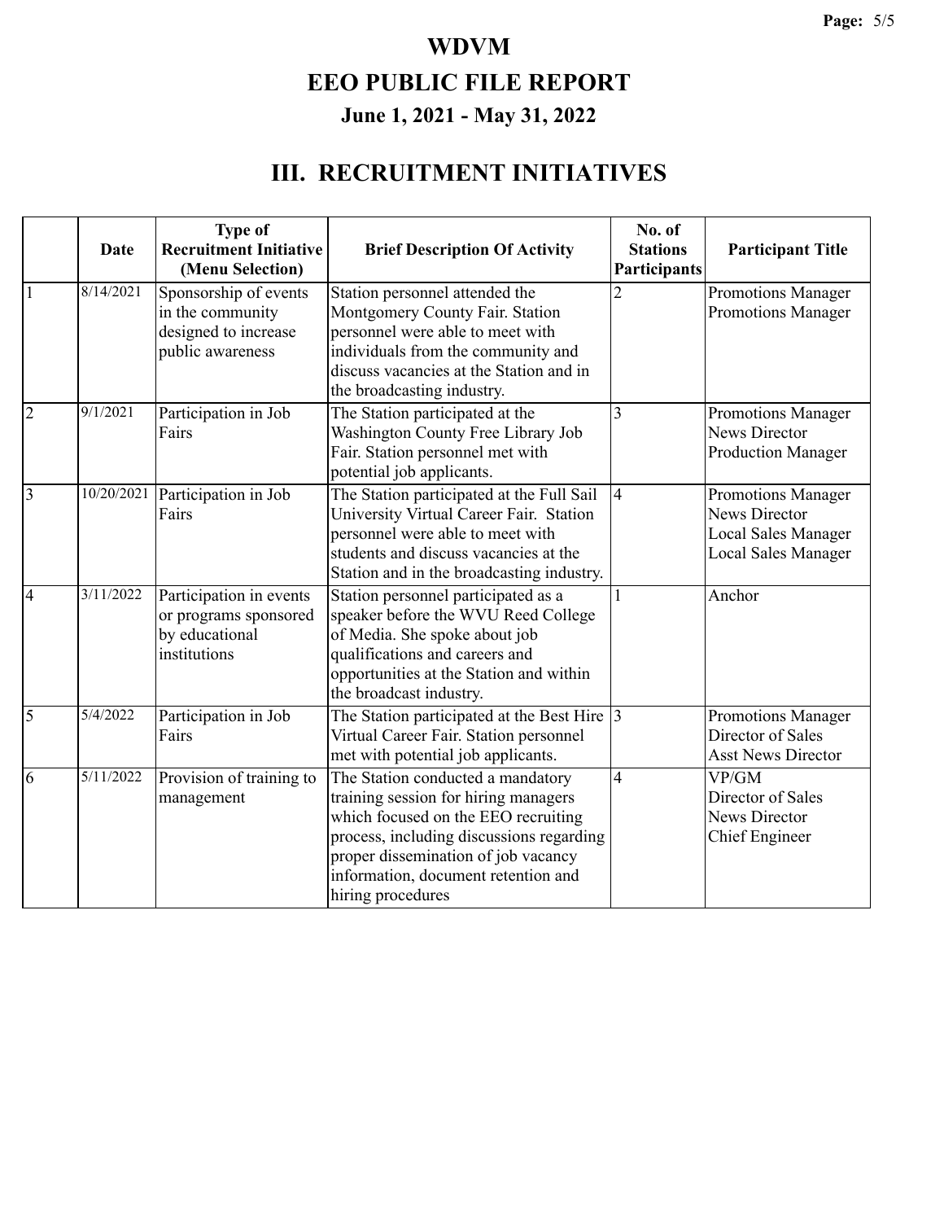# WDVM

## EEO PUBLIC FILE REPORT

### June 1, 2021 - May 31, 2022

## III. RECRUITMENT INITIATIVES

| | Date | Type of Recruitment Initiative (Menu Selection) | Brief Description Of Activity | No. of Stations Participants | Participant Title |
|---|---|---|---|---|---|
| 1 | 8/14/2021 | Sponsorship of events in the community designed to increase public awareness | Station personnel attended the Montgomery County Fair. Station personnel were able to meet with individuals from the community and discuss vacancies at the Station and in the broadcasting industry. | 2 | Promotions Manager<br>Promotions Manager |
| 2 | 9/1/2021 | Participation in Job Fairs | The Station participated at the Washington County Free Library Job Fair. Station personnel met with potential job applicants. | 3 | Promotions Manager<br>News Director<br>Production Manager |
| 3 | 10/20/2021 | Participation in Job Fairs | The Station participated at the Full Sail University Virtual Career Fair. Station personnel were able to meet with students and discuss vacancies at the Station and in the broadcasting industry. | 4 | Promotions Manager<br>News Director<br>Local Sales Manager<br>Local Sales Manager |
| 4 | 3/11/2022 | Participation in events or programs sponsored by educational institutions | Station personnel participated as a speaker before the WVU Reed College of Media. She spoke about job qualifications and careers and opportunities at the Station and within the broadcast industry. | 1 | Anchor |
| 5 | 5/4/2022 | Participation in Job Fairs | The Station participated at the Best Hire Virtual Career Fair. Station personnel met with potential job applicants. | 3 | Promotions Manager<br>Director of Sales<br>Asst News Director |
| 6 | 5/11/2022 | Provision of training to management | The Station conducted a mandatory training session for hiring managers which focused on the EEO recruiting process, including discussions regarding proper dissemination of job vacancy information, document retention and hiring procedures | 4 | VP/GM<br>Director of Sales<br>News Director<br>Chief Engineer |